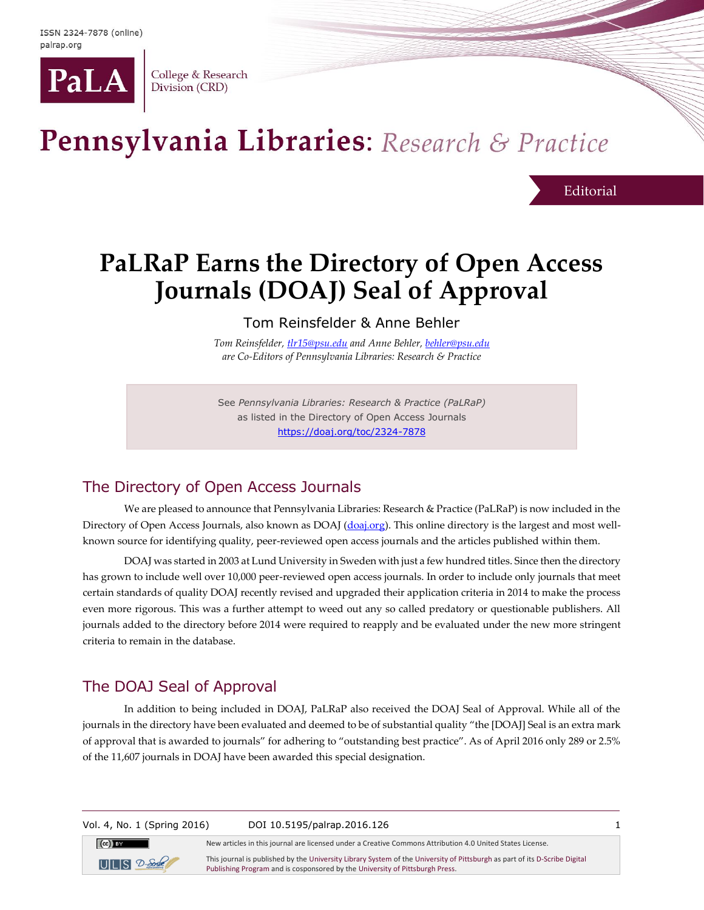# PaLRaP Earns the Directory of Open Access Journals (DOAJ) Seal of Approval

Tom Reinsfelder & Anne Behler

*Tom Reinsfelder, tlr15@psu.edu and Anne Behler, behler@psu.edu are Co-Editors of Pennsylvania Libraries: Research & Practice*

> See *Pennsylvania Libraries: Research & Practice (PaLRaP)* as listed in the Directory of Open Access Journals https://doaj.org/toc/2324-7878

## The Directory of Open Access Journals

We are pleased to announce that Pennsylvania Libraries: Research & Practice (PaLRaP) is now included in the Directory of Open Access Journals, also known as DOAJ (doaj.org). This online directory is the largest and most well-known source for identifying quality, peer-reviewed open access journals and the articles published within them.

DOAJ was started in 2003 at Lund University in Sweden with just a few hundred titles. Since then the directory has grown to include well over 10,000 peer-reviewed open access journals. In order to include only journals that meet certain standards of quality DOAJ recently revised and upgraded their application criteria in 2014 to make the process even more rigorous. This was a further attempt to weed out any so called predatory or questionable publishers. All journals added to the directory before 2014 were required to reapply and be evaluated under the new more stringent criteria to remain in the database.

## The DOAJ Seal of Approval

In addition to being included in DOAJ, PaLRaP also received the DOAJ Seal of Approval. While all of the journals in the directory have been evaluated and deemed to be of substantial quality "the [DOAJ] Seal is an extra mark of approval that is awarded to journals" for adhering to "outstanding best practice". As of April 2016 only 289 or 2.5% of the 11,607 journals in DOAJ have been awarded this special designation.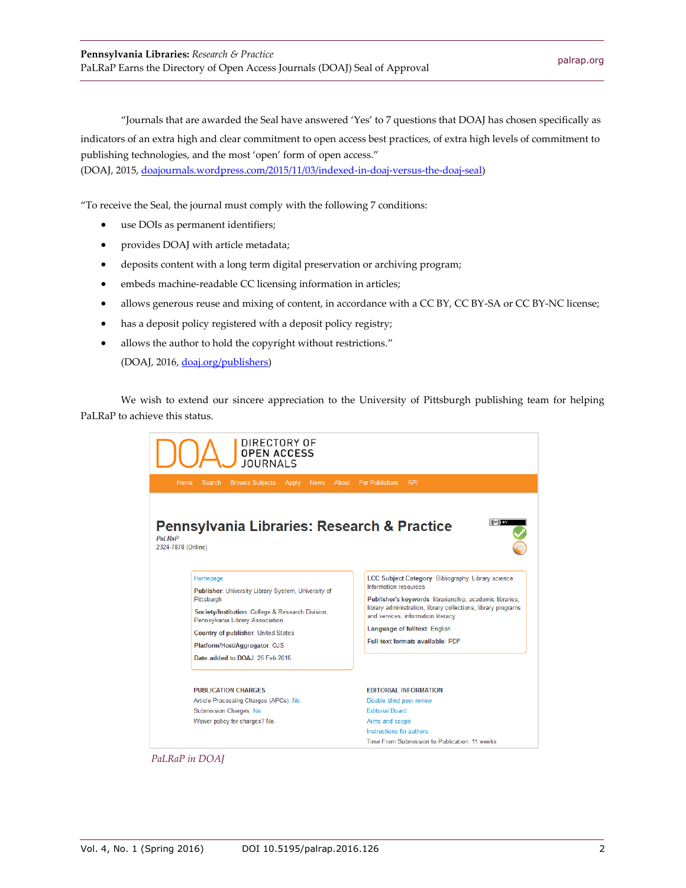"Journals that are awarded the Seal have answered 'Yes' to 7 questions that DOAJ has chosen specifically as indicators of an extra high and clear commitment to open access best practices, of extra high levels of commitment to publishing technologies, and the most 'open' form of open access."
(DOAJ, 2015, doajournals.wordpress.com/2015/11/03/indexed-in-doaj-versus-the-doaj-seal)

"To receive the Seal, the journal must comply with the following 7 conditions:

- use DOIs as permanent identifiers;
- provides DOAJ with article metadata;
- deposits content with a long term digital preservation or archiving program;
- embeds machine-readable CC licensing information in articles;
- allows generous reuse and mixing of content, in accordance with a CC BY, CC BY-SA or CC BY-NC license;
- has a deposit policy registered with a deposit policy registry;
- allows the author to hold the copyright without restrictions."

  (DOAJ, 2016, doaj.org/publishers)

We wish to extend our sincere appreciation to the University of Pittsburgh publishing team for helping PaLRaP to achieve this status.

*PaLRaP in DOAJ*